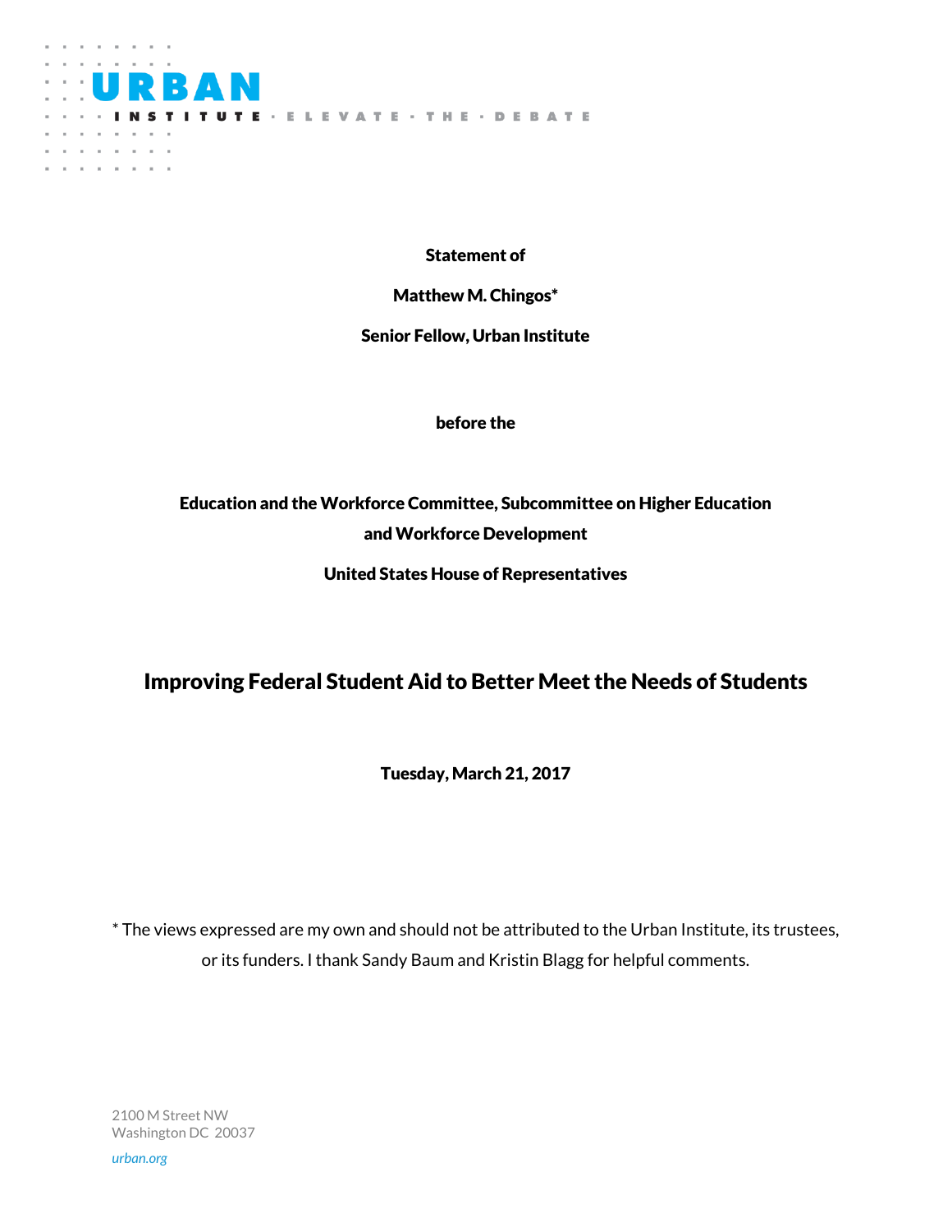URBAN INSTITUTE · ELEVATE · THE · DEBATE

**Statement of**

**Matthew M. Chingos***

**Senior Fellow, Urban Institute**

**before the**

**Education and the Workforce Committee, Subcommittee on Higher Education and Workforce Development**

**United States House of Representatives**

# Improving Federal Student Aid to Better Meet the Needs of Students

**Tuesday, March 21, 2017**

* The views expressed are my own and should not be attributed to the Urban Institute, its trustees, or its funders. I thank Sandy Baum and Kristin Blagg for helpful comments.

2100 M Street NW
Washington DC 20037

*urban.org*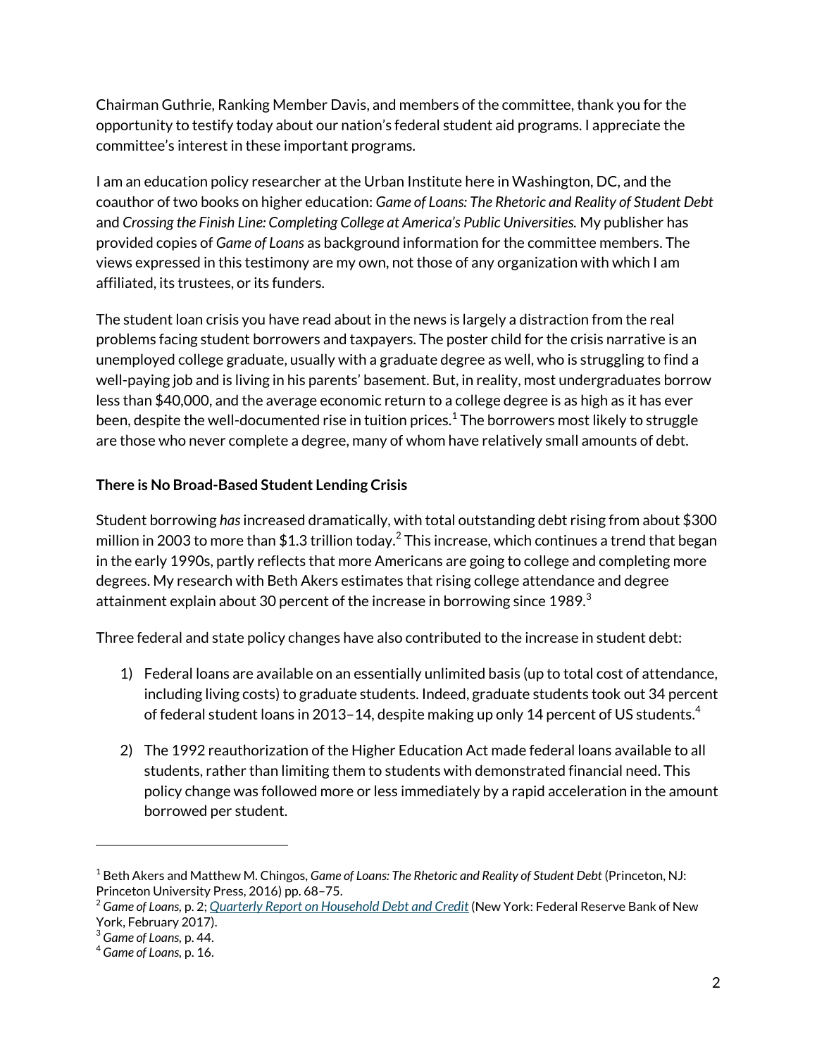Chairman Guthrie, Ranking Member Davis, and members of the committee, thank you for the opportunity to testify today about our nation's federal student aid programs. I appreciate the committee's interest in these important programs.

I am an education policy researcher at the Urban Institute here in Washington, DC, and the coauthor of two books on higher education: *Game of Loans: The Rhetoric and Reality of Student Debt* and *Crossing the Finish Line: Completing College at America's Public Universities.* My publisher has provided copies of *Game of Loans* as background information for the committee members. The views expressed in this testimony are my own, not those of any organization with which I am affiliated, its trustees, or its funders.

The student loan crisis you have read about in the news is largely a distraction from the real problems facing student borrowers and taxpayers. The poster child for the crisis narrative is an unemployed college graduate, usually with a graduate degree as well, who is struggling to find a well-paying job and is living in his parents' basement. But, in reality, most undergraduates borrow less than $40,000, and the average economic return to a college degree is as high as it has ever been, despite the well-documented rise in tuition prices.[1] The borrowers most likely to struggle are those who never complete a degree, many of whom have relatively small amounts of debt.

**There is No Broad-Based Student Lending Crisis**

Student borrowing *has* increased dramatically, with total outstanding debt rising from about $300 million in 2003 to more than $1.3 trillion today.[2] This increase, which continues a trend that began in the early 1990s, partly reflects that more Americans are going to college and completing more degrees. My research with Beth Akers estimates that rising college attendance and degree attainment explain about 30 percent of the increase in borrowing since 1989.[3]

Three federal and state policy changes have also contributed to the increase in student debt:

1) Federal loans are available on an essentially unlimited basis (up to total cost of attendance, including living costs) to graduate students. Indeed, graduate students took out 34 percent of federal student loans in 2013–14, despite making up only 14 percent of US students.[4]

2) The 1992 reauthorization of the Higher Education Act made federal loans available to all students, rather than limiting them to students with demonstrated financial need. This policy change was followed more or less immediately by a rapid acceleration in the amount borrowed per student.

---

[1] Beth Akers and Matthew M. Chingos, *Game of Loans: The Rhetoric and Reality of Student Debt* (Princeton, NJ: Princeton University Press, 2016) pp. 68–75.

[2] *Game of Loans,* p. 2; *Quarterly Report on Household Debt and Credit* (New York: Federal Reserve Bank of New York, February 2017).

[3] *Game of Loans,* p. 44.

[4] *Game of Loans,* p. 16.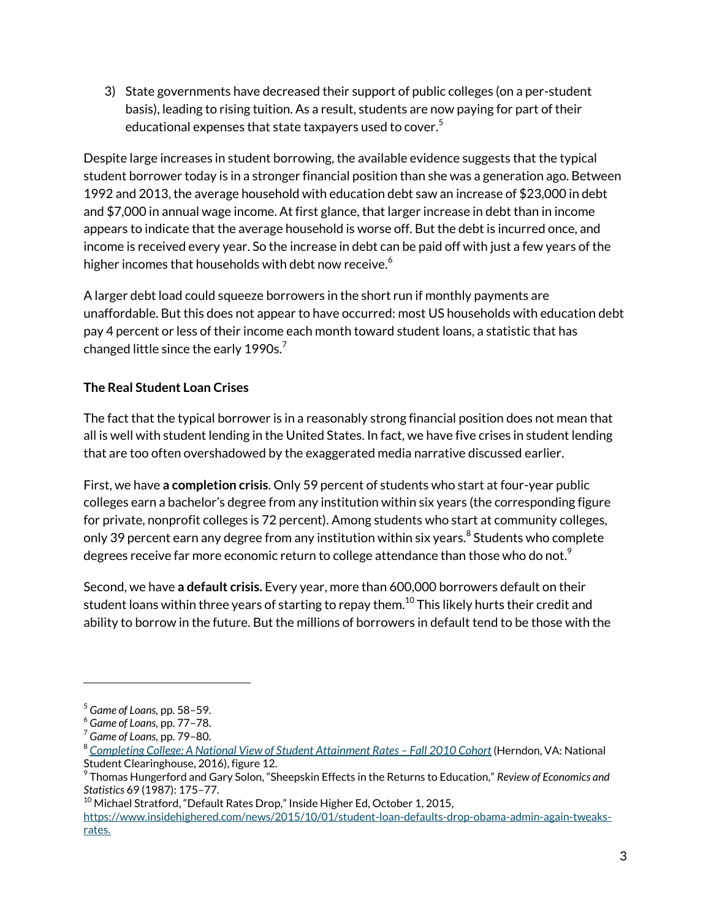3) State governments have decreased their support of public colleges (on a per-student basis), leading to rising tuition. As a result, students are now paying for part of their educational expenses that state taxpayers used to cover.[5]

Despite large increases in student borrowing, the available evidence suggests that the typical student borrower today is in a stronger financial position than she was a generation ago. Between 1992 and 2013, the average household with education debt saw an increase of $23,000 in debt and $7,000 in annual wage income. At first glance, that larger increase in debt than in income appears to indicate that the average household is worse off. But the debt is incurred once, and income is received every year. So the increase in debt can be paid off with just a few years of the higher incomes that households with debt now receive.[6]

A larger debt load could squeeze borrowers in the short run if monthly payments are unaffordable. But this does not appear to have occurred: most US households with education debt pay 4 percent or less of their income each month toward student loans, a statistic that has changed little since the early 1990s.[7]

**The Real Student Loan Crises**

The fact that the typical borrower is in a reasonably strong financial position does not mean that all is well with student lending in the United States. In fact, we have five crises in student lending that are too often overshadowed by the exaggerated media narrative discussed earlier.

First, we have **a completion crisis**. Only 59 percent of students who start at four-year public colleges earn a bachelor's degree from any institution within six years (the corresponding figure for private, nonprofit colleges is 72 percent). Among students who start at community colleges, only 39 percent earn any degree from any institution within six years.[8] Students who complete degrees receive far more economic return to college attendance than those who do not.[9]

Second, we have **a default crisis.** Every year, more than 600,000 borrowers default on their student loans within three years of starting to repay them.[10] This likely hurts their credit and ability to borrow in the future. But the millions of borrowers in default tend to be those with the

---

[5] *Game of Loans*, pp. 58–59.

[6] *Game of Loans*, pp. 77–78.

[7] *Game of Loans*, pp. 79–80.

[8] *[Completing College: A National View of Student Attainment Rates – Fall 2010 Cohort](#)* (Herndon, VA: National Student Clearinghouse, 2016), figure 12.

[9] Thomas Hungerford and Gary Solon, "Sheepskin Effects in the Returns to Education," *Review of Economics and Statistics* 69 (1987): 175–77.

[10] Michael Stratford, "Default Rates Drop," Inside Higher Ed, October 1, 2015, https://www.insidehighered.com/news/2015/10/01/student-loan-defaults-drop-obama-admin-again-tweaks-rates.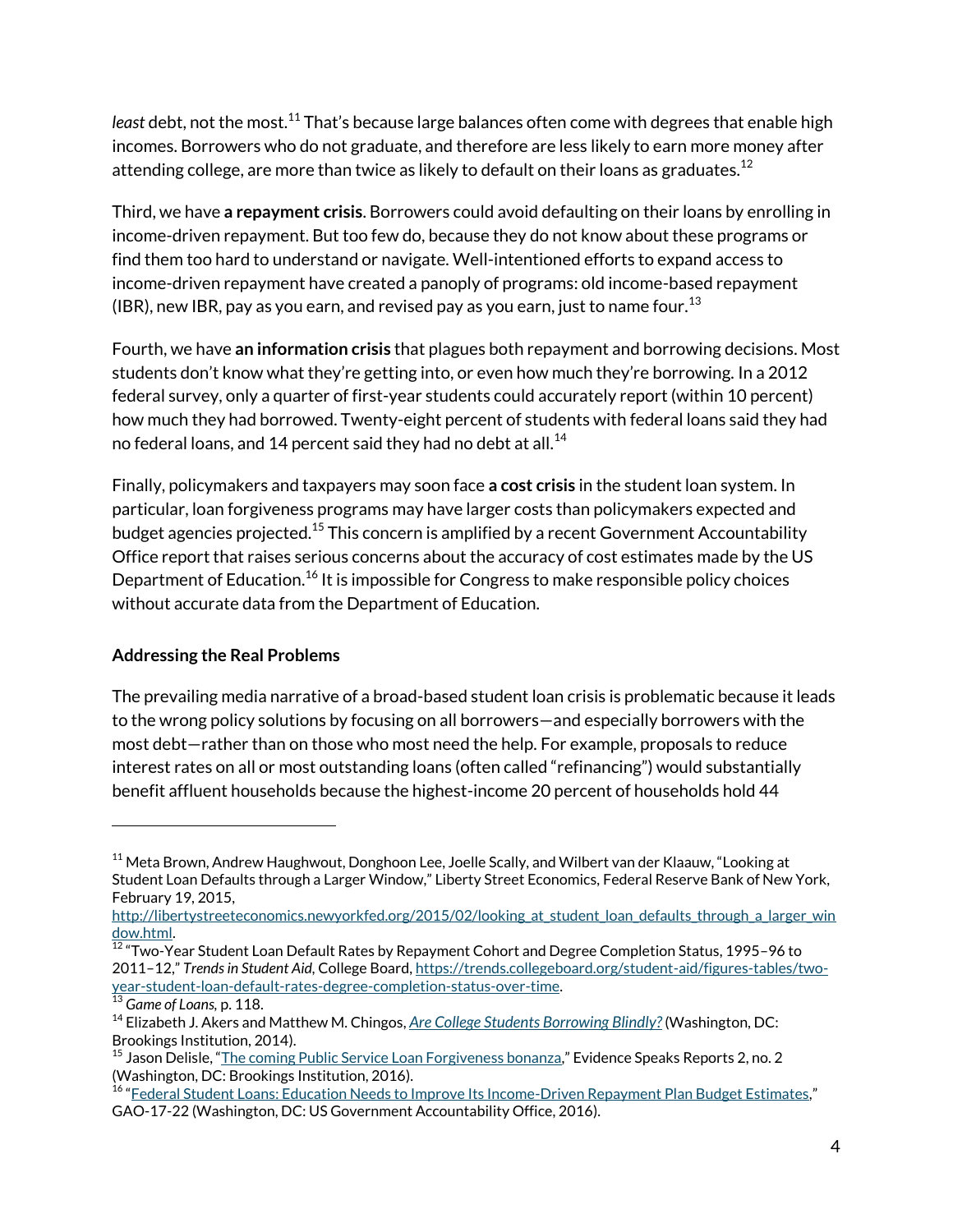*least* debt, not the most.[11] That's because large balances often come with degrees that enable high incomes. Borrowers who do not graduate, and therefore are less likely to earn more money after attending college, are more than twice as likely to default on their loans as graduates.[12]

Third, we have **a repayment crisis**. Borrowers could avoid defaulting on their loans by enrolling in income-driven repayment. But too few do, because they do not know about these programs or find them too hard to understand or navigate. Well-intentioned efforts to expand access to income-driven repayment have created a panoply of programs: old income-based repayment (IBR), new IBR, pay as you earn, and revised pay as you earn, just to name four.[13]

Fourth, we have **an information crisis** that plagues both repayment and borrowing decisions. Most students don't know what they're getting into, or even how much they're borrowing. In a 2012 federal survey, only a quarter of first-year students could accurately report (within 10 percent) how much they had borrowed. Twenty-eight percent of students with federal loans said they had no federal loans, and 14 percent said they had no debt at all.[14]

Finally, policymakers and taxpayers may soon face **a cost crisis** in the student loan system. In particular, loan forgiveness programs may have larger costs than policymakers expected and budget agencies projected.[15] This concern is amplified by a recent Government Accountability Office report that raises serious concerns about the accuracy of cost estimates made by the US Department of Education.[16] It is impossible for Congress to make responsible policy choices without accurate data from the Department of Education.

**Addressing the Real Problems**

The prevailing media narrative of a broad-based student loan crisis is problematic because it leads to the wrong policy solutions by focusing on all borrowers—and especially borrowers with the most debt—rather than on those who most need the help. For example, proposals to reduce interest rates on all or most outstanding loans (often called "refinancing") would substantially benefit affluent households because the highest-income 20 percent of households hold 44

---

[11] Meta Brown, Andrew Haughwout, Donghoon Lee, Joelle Scally, and Wilbert van der Klaauw, "Looking at Student Loan Defaults through a Larger Window," Liberty Street Economics, Federal Reserve Bank of New York, February 19, 2015, http://libertystreeteconomics.newyorkfed.org/2015/02/looking_at_student_loan_defaults_through_a_larger_window.html.

[12] "Two-Year Student Loan Default Rates by Repayment Cohort and Degree Completion Status, 1995–96 to 2011–12," *Trends in Student Aid*, College Board, https://trends.collegeboard.org/student-aid/figures-tables/two-year-student-loan-default-rates-degree-completion-status-over-time.

[13] *Game of Loans*, p. 118.

[14] Elizabeth J. Akers and Matthew M. Chingos, *Are College Students Borrowing Blindly?* (Washington, DC: Brookings Institution, 2014).

[15] Jason Delisle, "The coming Public Service Loan Forgiveness bonanza," Evidence Speaks Reports 2, no. 2 (Washington, DC: Brookings Institution, 2016).

[16] "Federal Student Loans: Education Needs to Improve Its Income-Driven Repayment Plan Budget Estimates," GAO-17-22 (Washington, DC: US Government Accountability Office, 2016).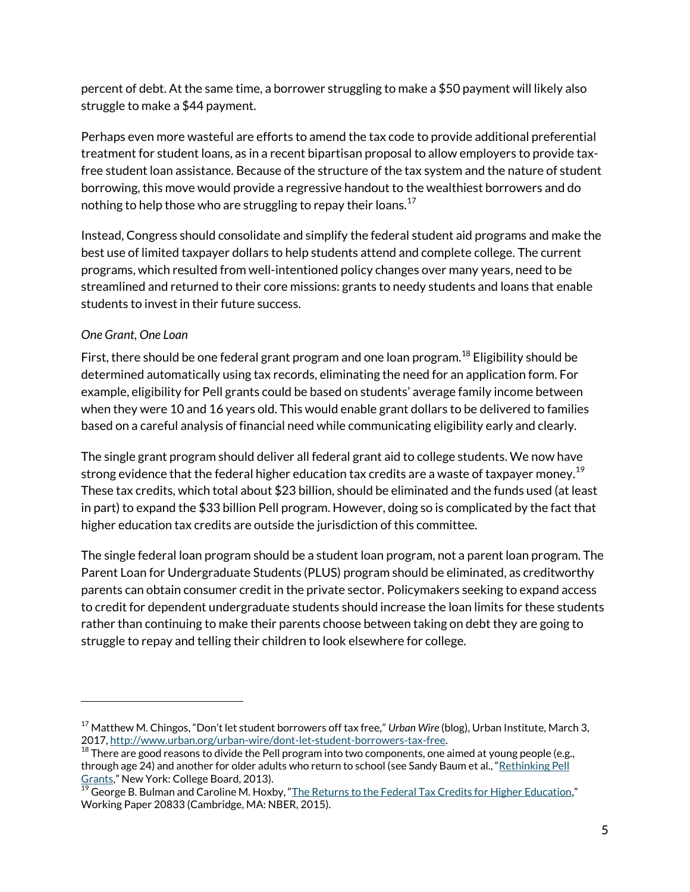percent of debt. At the same time, a borrower struggling to make a $50 payment will likely also struggle to make a $44 payment.

Perhaps even more wasteful are efforts to amend the tax code to provide additional preferential treatment for student loans, as in a recent bipartisan proposal to allow employers to provide tax-free student loan assistance. Because of the structure of the tax system and the nature of student borrowing, this move would provide a regressive handout to the wealthiest borrowers and do nothing to help those who are struggling to repay their loans.[17]

Instead, Congress should consolidate and simplify the federal student aid programs and make the best use of limited taxpayer dollars to help students attend and complete college. The current programs, which resulted from well-intentioned policy changes over many years, need to be streamlined and returned to their core missions: grants to needy students and loans that enable students to invest in their future success.

*One Grant, One Loan*

First, there should be one federal grant program and one loan program.[18] Eligibility should be determined automatically using tax records, eliminating the need for an application form. For example, eligibility for Pell grants could be based on students' average family income between when they were 10 and 16 years old. This would enable grant dollars to be delivered to families based on a careful analysis of financial need while communicating eligibility early and clearly.

The single grant program should deliver all federal grant aid to college students. We now have strong evidence that the federal higher education tax credits are a waste of taxpayer money.[19] These tax credits, which total about $23 billion, should be eliminated and the funds used (at least in part) to expand the $33 billion Pell program. However, doing so is complicated by the fact that higher education tax credits are outside the jurisdiction of this committee.

The single federal loan program should be a student loan program, not a parent loan program. The Parent Loan for Undergraduate Students (PLUS) program should be eliminated, as creditworthy parents can obtain consumer credit in the private sector. Policymakers seeking to expand access to credit for dependent undergraduate students should increase the loan limits for these students rather than continuing to make their parents choose between taking on debt they are going to struggle to repay and telling their children to look elsewhere for college.

---

[17] Matthew M. Chingos, "Don't let student borrowers off tax free," *Urban Wire* (blog), Urban Institute, March 3, 2017, http://www.urban.org/urban-wire/dont-let-student-borrowers-tax-free.

[18] There are good reasons to divide the Pell program into two components, one aimed at young people (e.g., through age 24) and another for older adults who return to school (see Sandy Baum et al., "Rethinking Pell Grants," New York: College Board, 2013).

[19] George B. Bulman and Caroline M. Hoxby, "The Returns to the Federal Tax Credits for Higher Education," Working Paper 20833 (Cambridge, MA: NBER, 2015).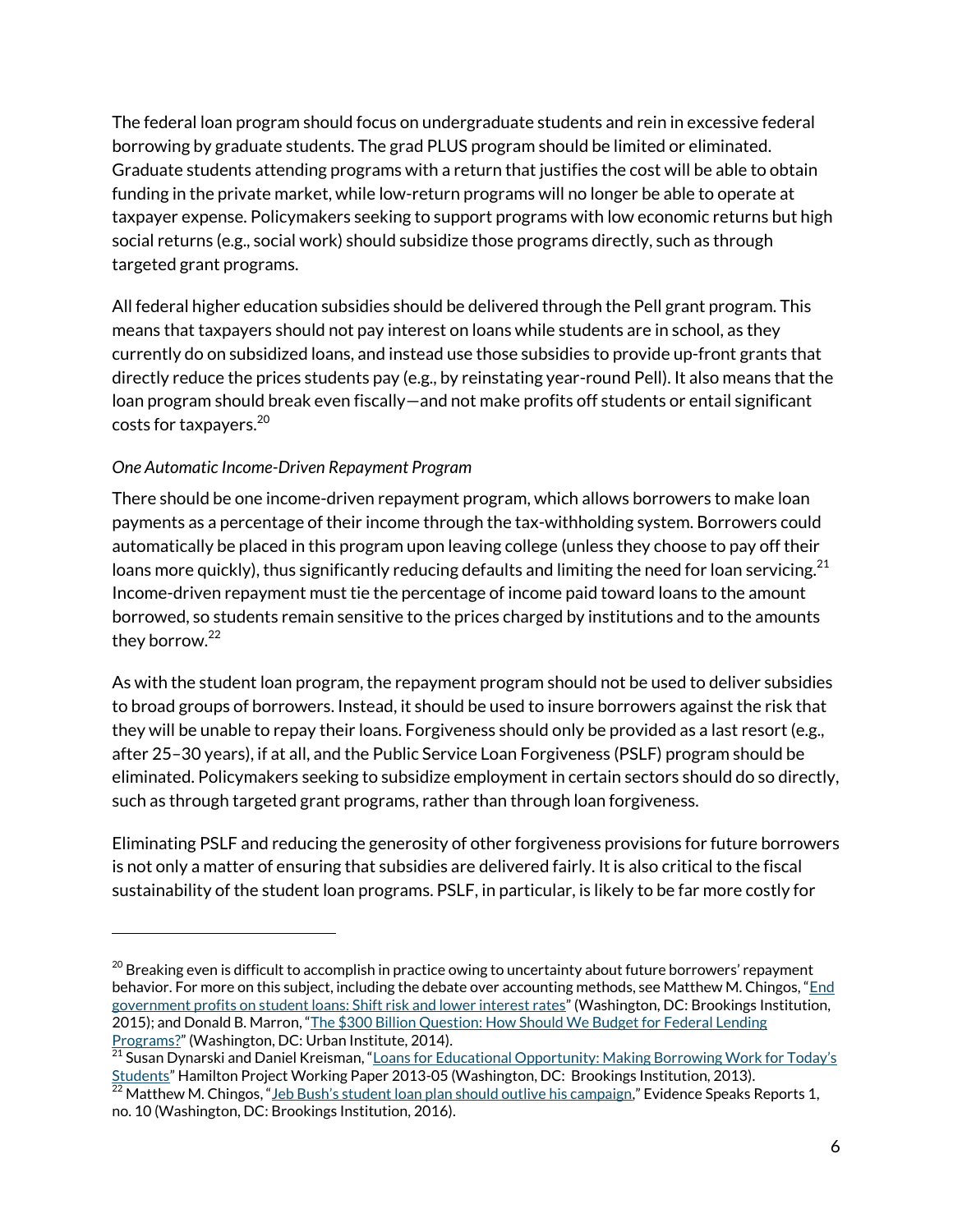The federal loan program should focus on undergraduate students and rein in excessive federal borrowing by graduate students. The grad PLUS program should be limited or eliminated. Graduate students attending programs with a return that justifies the cost will be able to obtain funding in the private market, while low-return programs will no longer be able to operate at taxpayer expense. Policymakers seeking to support programs with low economic returns but high social returns (e.g., social work) should subsidize those programs directly, such as through targeted grant programs.

All federal higher education subsidies should be delivered through the Pell grant program. This means that taxpayers should not pay interest on loans while students are in school, as they currently do on subsidized loans, and instead use those subsidies to provide up-front grants that directly reduce the prices students pay (e.g., by reinstating year-round Pell). It also means that the loan program should break even fiscally—and not make profits off students or entail significant costs for taxpayers.[20]

*One Automatic Income-Driven Repayment Program*

There should be one income-driven repayment program, which allows borrowers to make loan payments as a percentage of their income through the tax-withholding system. Borrowers could automatically be placed in this program upon leaving college (unless they choose to pay off their loans more quickly), thus significantly reducing defaults and limiting the need for loan servicing.[21] Income-driven repayment must tie the percentage of income paid toward loans to the amount borrowed, so students remain sensitive to the prices charged by institutions and to the amounts they borrow.[22]

As with the student loan program, the repayment program should not be used to deliver subsidies to broad groups of borrowers. Instead, it should be used to insure borrowers against the risk that they will be unable to repay their loans. Forgiveness should only be provided as a last resort (e.g., after 25–30 years), if at all, and the Public Service Loan Forgiveness (PSLF) program should be eliminated. Policymakers seeking to subsidize employment in certain sectors should do so directly, such as through targeted grant programs, rather than through loan forgiveness.

Eliminating PSLF and reducing the generosity of other forgiveness provisions for future borrowers is not only a matter of ensuring that subsidies are delivered fairly. It is also critical to the fiscal sustainability of the student loan programs. PSLF, in particular, is likely to be far more costly for

---

[20] Breaking even is difficult to accomplish in practice owing to uncertainty about future borrowers' repayment behavior. For more on this subject, including the debate over accounting methods, see Matthew M. Chingos, "End government profits on student loans: Shift risk and lower interest rates" (Washington, DC: Brookings Institution, 2015); and Donald B. Marron, "The $300 Billion Question: How Should We Budget for Federal Lending Programs?" (Washington, DC: Urban Institute, 2014).

[21] Susan Dynarski and Daniel Kreisman, "Loans for Educational Opportunity: Making Borrowing Work for Today's Students" Hamilton Project Working Paper 2013-05 (Washington, DC: Brookings Institution, 2013).

[22] Matthew M. Chingos, "Jeb Bush's student loan plan should outlive his campaign," Evidence Speaks Reports 1, no. 10 (Washington, DC: Brookings Institution, 2016).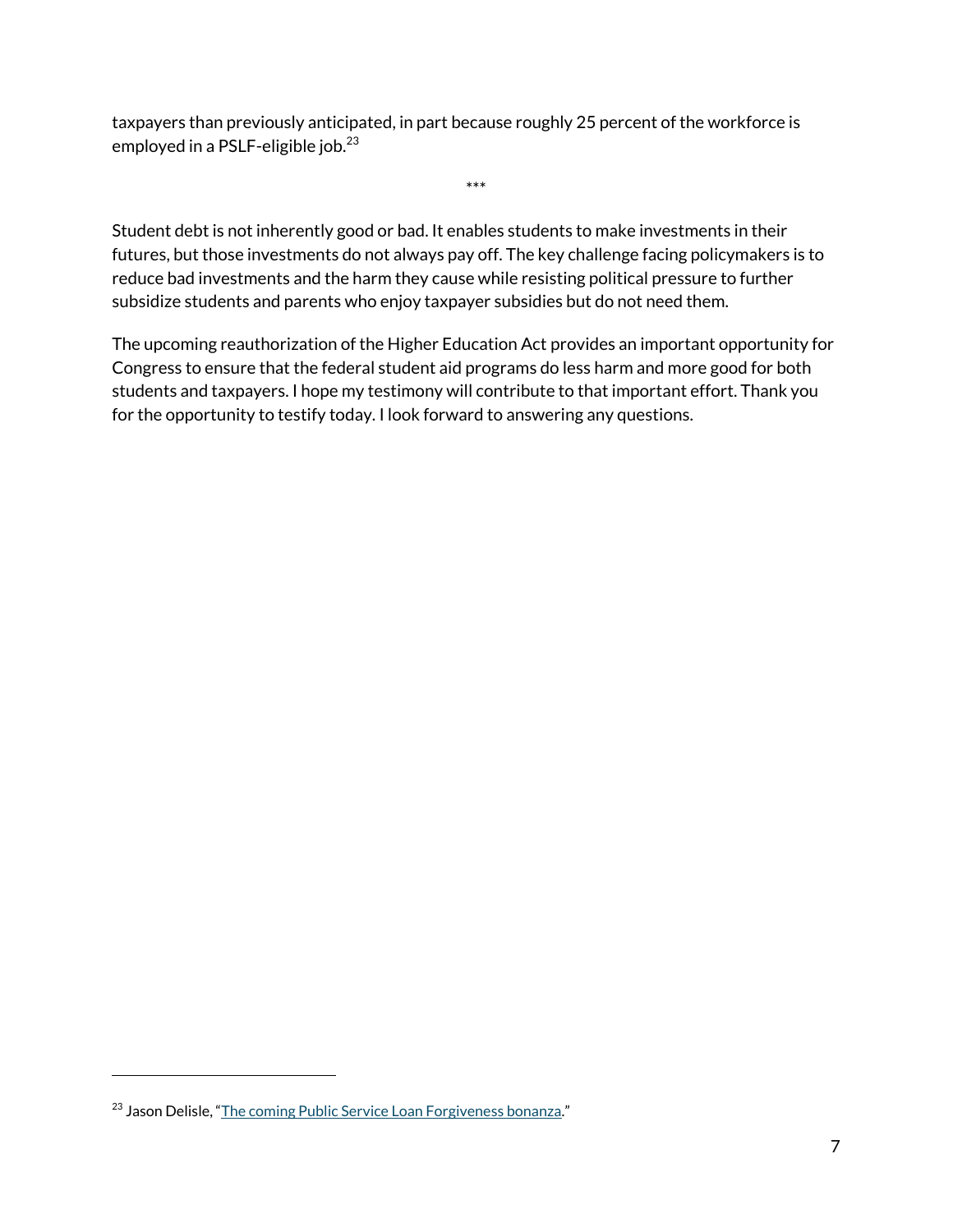taxpayers than previously anticipated, in part because roughly 25 percent of the workforce is employed in a PSLF-eligible job.[23]

\*\*\*

Student debt is not inherently good or bad. It enables students to make investments in their futures, but those investments do not always pay off. The key challenge facing policymakers is to reduce bad investments and the harm they cause while resisting political pressure to further subsidize students and parents who enjoy taxpayer subsidies but do not need them.

The upcoming reauthorization of the Higher Education Act provides an important opportunity for Congress to ensure that the federal student aid programs do less harm and more good for both students and taxpayers. I hope my testimony will contribute to that important effort. Thank you for the opportunity to testify today. I look forward to answering any questions.

---

[23] Jason Delisle, "The coming Public Service Loan Forgiveness bonanza."